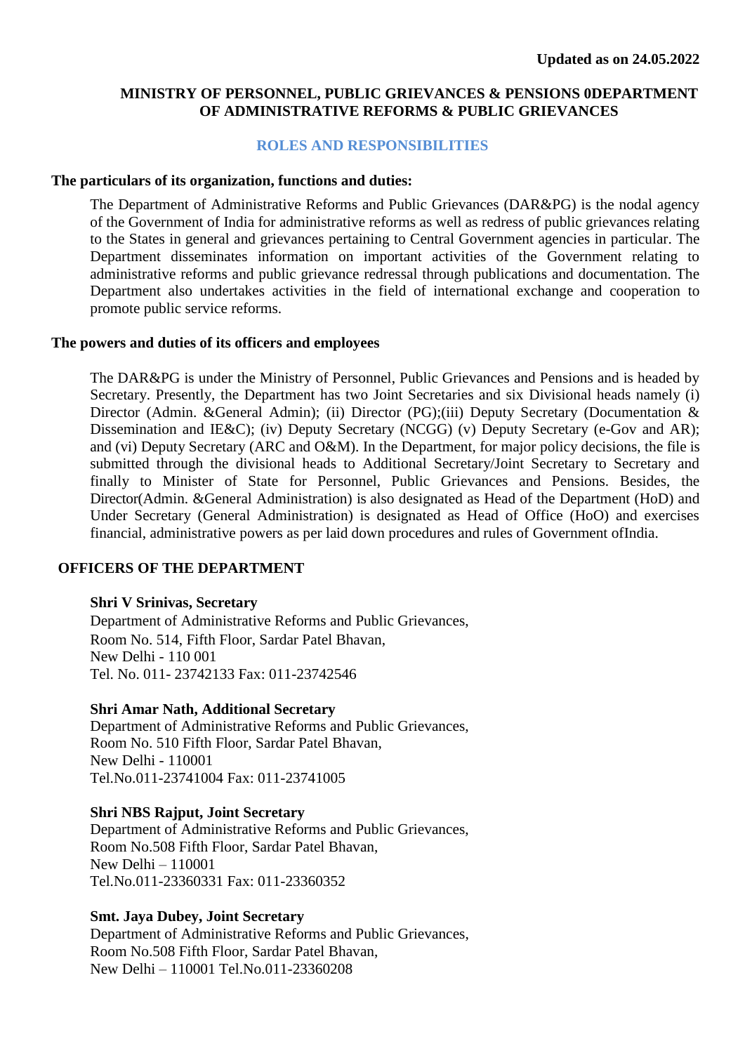**Updated as on 24.05.2022**

# MINISTRY OF PERSONNEL, PUBLIC GRIEVANCES & PENSIONS 0DEPARTMENT OF ADMINISTRATIVE REFORMS & PUBLIC GRIEVANCES

## ROLES AND RESPONSIBILITIES

### The particulars of its organization, functions and duties:

The Department of Administrative Reforms and Public Grievances (DAR&PG) is the nodal agency of the Government of India for administrative reforms as well as redress of public grievances relating to the States in general and grievances pertaining to Central Government agencies in particular. The Department disseminates information on important activities of the Government relating to administrative reforms and public grievance redressal through publications and documentation. The Department also undertakes activities in the field of international exchange and cooperation to promote public service reforms.

### The powers and duties of its officers and employees

The DAR&PG is under the Ministry of Personnel, Public Grievances and Pensions and is headed by Secretary. Presently, the Department has two Joint Secretaries and six Divisional heads namely (i) Director (Admin. &General Admin); (ii) Director (PG);(iii) Deputy Secretary (Documentation & Dissemination and IE&C); (iv) Deputy Secretary (NCGG) (v) Deputy Secretary (e-Gov and AR); and (vi) Deputy Secretary (ARC and O&M). In the Department, for major policy decisions, the file is submitted through the divisional heads to Additional Secretary/Joint Secretary to Secretary and finally to Minister of State for Personnel, Public Grievances and Pensions. Besides, the Director(Admin. &General Administration) is also designated as Head of the Department (HoD) and Under Secretary (General Administration) is designated as Head of Office (HoO) and exercises financial, administrative powers as per laid down procedures and rules of Government ofIndia.

### OFFICERS OF THE DEPARTMENT

**Shri V Srinivas, Secretary**
Department of Administrative Reforms and Public Grievances,
Room No. 514, Fifth Floor, Sardar Patel Bhavan,
New Delhi - 110 001
Tel. No. 011- 23742133 Fax: 011-23742546

**Shri Amar Nath, Additional Secretary**
Department of Administrative Reforms and Public Grievances,
Room No. 510 Fifth Floor, Sardar Patel Bhavan,
New Delhi - 110001
Tel.No.011-23741004 Fax: 011-23741005

**Shri NBS Rajput, Joint Secretary**
Department of Administrative Reforms and Public Grievances,
Room No.508 Fifth Floor, Sardar Patel Bhavan,
New Delhi – 110001
Tel.No.011-23360331 Fax: 011-23360352

**Smt. Jaya Dubey, Joint Secretary**
Department of Administrative Reforms and Public Grievances,
Room No.508 Fifth Floor, Sardar Patel Bhavan,
New Delhi – 110001 Tel.No.011-23360208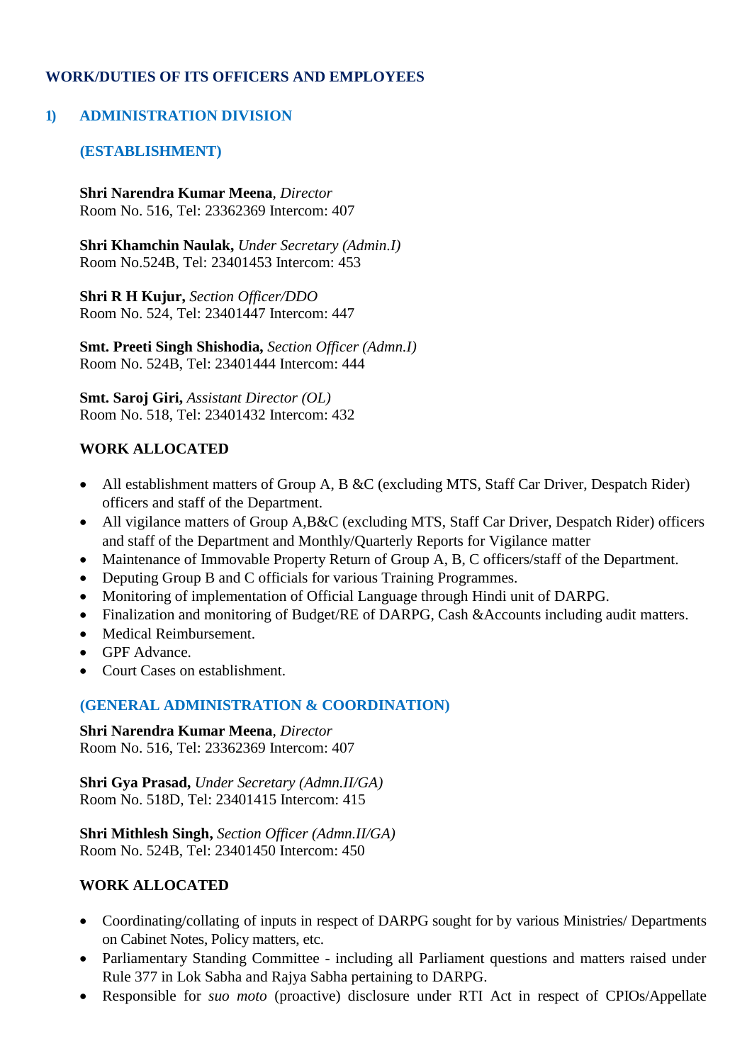## WORK/DUTIES OF ITS OFFICERS AND EMPLOYEES

### 1) ADMINISTRATION DIVISION

#### (ESTABLISHMENT)

**Shri Narendra Kumar Meena**, *Director*
Room No. 516, Tel: 23362369 Intercom: 407

**Shri Khamchin Naulak,** *Under Secretary (Admin.I)*
Room No.524B, Tel: 23401453 Intercom: 453

**Shri R H Kujur,** *Section Officer/DDO*
Room No. 524, Tel: 23401447 Intercom: 447

**Smt. Preeti Singh Shishodia,** *Section Officer (Admn.I)*
Room No. 524B, Tel: 23401444 Intercom: 444

**Smt. Saroj Giri,** *Assistant Director (OL)*
Room No. 518, Tel: 23401432 Intercom: 432

**WORK ALLOCATED**

- All establishment matters of Group A, B &C (excluding MTS, Staff Car Driver, Despatch Rider) officers and staff of the Department.
- All vigilance matters of Group A,B&C (excluding MTS, Staff Car Driver, Despatch Rider) officers and staff of the Department and Monthly/Quarterly Reports for Vigilance matter
- Maintenance of Immovable Property Return of Group A, B, C officers/staff of the Department.
- Deputing Group B and C officials for various Training Programmes.
- Monitoring of implementation of Official Language through Hindi unit of DARPG.
- Finalization and monitoring of Budget/RE of DARPG, Cash &Accounts including audit matters.
- Medical Reimbursement.
- GPF Advance.
- Court Cases on establishment.

#### (GENERAL ADMINISTRATION & COORDINATION)

**Shri Narendra Kumar Meena**, *Director*
Room No. 516, Tel: 23362369 Intercom: 407

**Shri Gya Prasad,** *Under Secretary (Admn.II/GA)*
Room No. 518D, Tel: 23401415 Intercom: 415

**Shri Mithlesh Singh,** *Section Officer (Admn.II/GA)*
Room No. 524B, Tel: 23401450 Intercom: 450

**WORK ALLOCATED**

- Coordinating/collating of inputs in respect of DARPG sought for by various Ministries/ Departments on Cabinet Notes, Policy matters, etc.
- Parliamentary Standing Committee - including all Parliament questions and matters raised under Rule 377 in Lok Sabha and Rajya Sabha pertaining to DARPG.
- Responsible for *suo moto* (proactive) disclosure under RTI Act in respect of CPIOs/Appellate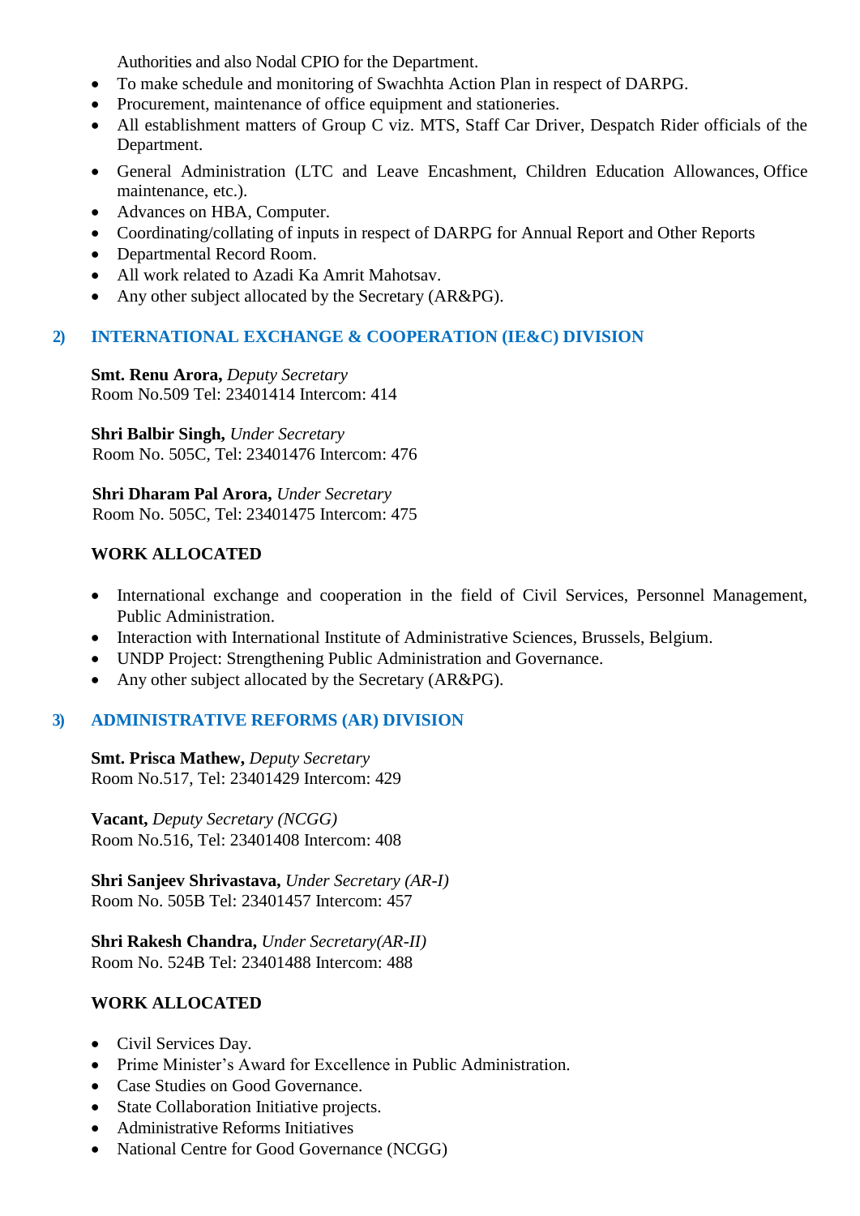Authorities and also Nodal CPIO for the Department.

- To make schedule and monitoring of Swachhta Action Plan in respect of DARPG.
- Procurement, maintenance of office equipment and stationeries.
- All establishment matters of Group C viz. MTS, Staff Car Driver, Despatch Rider officials of the Department.
- General Administration (LTC and Leave Encashment, Children Education Allowances, Office maintenance, etc.).
- Advances on HBA, Computer.
- Coordinating/collating of inputs in respect of DARPG for Annual Report and Other Reports
- Departmental Record Room.
- All work related to Azadi Ka Amrit Mahotsav.
- Any other subject allocated by the Secretary (AR&PG).

## 2) INTERNATIONAL EXCHANGE & COOPERATION (IE&C) DIVISION

**Smt. Renu Arora,** *Deputy Secretary*
Room No.509 Tel: 23401414 Intercom: 414

**Shri Balbir Singh,** *Under Secretary*
Room No. 505C, Tel: 23401476 Intercom: 476

**Shri Dharam Pal Arora,** *Under Secretary*
Room No. 505C, Tel: 23401475 Intercom: 475

**WORK ALLOCATED**

- International exchange and cooperation in the field of Civil Services, Personnel Management, Public Administration.
- Interaction with International Institute of Administrative Sciences, Brussels, Belgium.
- UNDP Project: Strengthening Public Administration and Governance.
- Any other subject allocated by the Secretary (AR&PG).

## 3) ADMINISTRATIVE REFORMS (AR) DIVISION

**Smt. Prisca Mathew,** *Deputy Secretary*
Room No.517, Tel: 23401429 Intercom: 429

**Vacant,** *Deputy Secretary (NCGG)*
Room No.516, Tel: 23401408 Intercom: 408

**Shri Sanjeev Shrivastava,** *Under Secretary (AR-I)*
Room No. 505B Tel: 23401457 Intercom: 457

**Shri Rakesh Chandra,** *Under Secretary(AR-II)*
Room No. 524B Tel: 23401488 Intercom: 488

**WORK ALLOCATED**

- Civil Services Day.
- Prime Minister's Award for Excellence in Public Administration.
- Case Studies on Good Governance.
- State Collaboration Initiative projects.
- Administrative Reforms Initiatives
- National Centre for Good Governance (NCGG)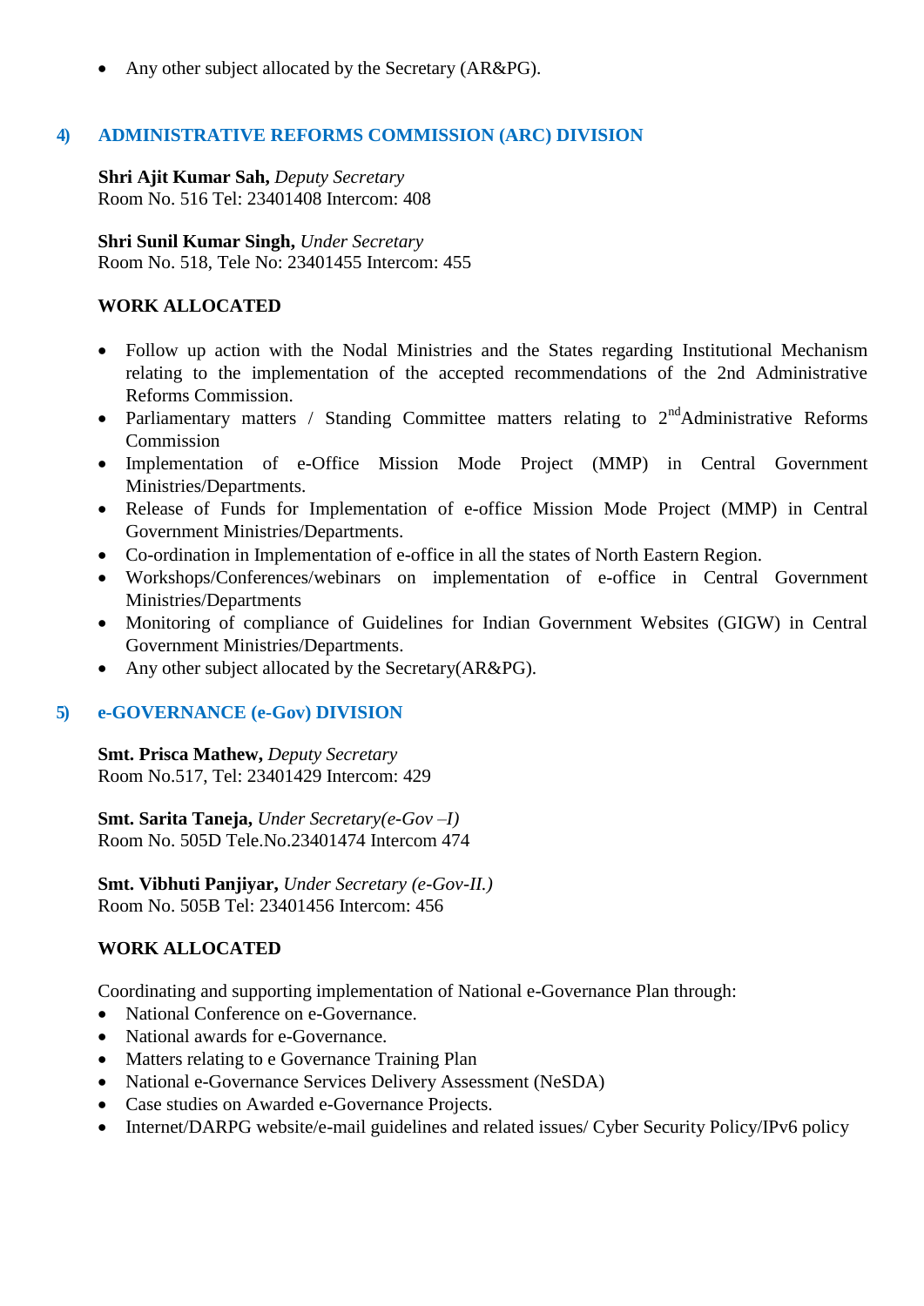- Any other subject allocated by the Secretary (AR&PG).

## 4) ADMINISTRATIVE REFORMS COMMISSION (ARC) DIVISION

**Shri Ajit Kumar Sah,** *Deputy Secretary*
Room No. 516 Tel: 23401408 Intercom: 408

**Shri Sunil Kumar Singh,** *Under Secretary*
Room No. 518, Tele No: 23401455 Intercom: 455

**WORK ALLOCATED**

- Follow up action with the Nodal Ministries and the States regarding Institutional Mechanism relating to the implementation of the accepted recommendations of the 2nd Administrative Reforms Commission.
- Parliamentary matters / Standing Committee matters relating to 2nd Administrative Reforms Commission
- Implementation of e-Office Mission Mode Project (MMP) in Central Government Ministries/Departments.
- Release of Funds for Implementation of e-office Mission Mode Project (MMP) in Central Government Ministries/Departments.
- Co-ordination in Implementation of e-office in all the states of North Eastern Region.
- Workshops/Conferences/webinars on implementation of e-office in Central Government Ministries/Departments
- Monitoring of compliance of Guidelines for Indian Government Websites (GIGW) in Central Government Ministries/Departments.
- Any other subject allocated by the Secretary(AR&PG).

## 5) e-GOVERNANCE (e-Gov) DIVISION

**Smt. Prisca Mathew,** *Deputy Secretary*
Room No.517, Tel: 23401429 Intercom: 429

**Smt. Sarita Taneja,** *Under Secretary(e-Gov –I)*
Room No. 505D Tele.No.23401474 Intercom 474

**Smt. Vibhuti Panjiyar,** *Under Secretary (e-Gov-II.)*
Room No. 505B Tel: 23401456 Intercom: 456

**WORK ALLOCATED**

Coordinating and supporting implementation of National e-Governance Plan through:

- National Conference on e-Governance.
- National awards for e-Governance.
- Matters relating to e Governance Training Plan
- National e-Governance Services Delivery Assessment (NeSDA)
- Case studies on Awarded e-Governance Projects.
- Internet/DARPG website/e-mail guidelines and related issues/ Cyber Security Policy/IPv6 policy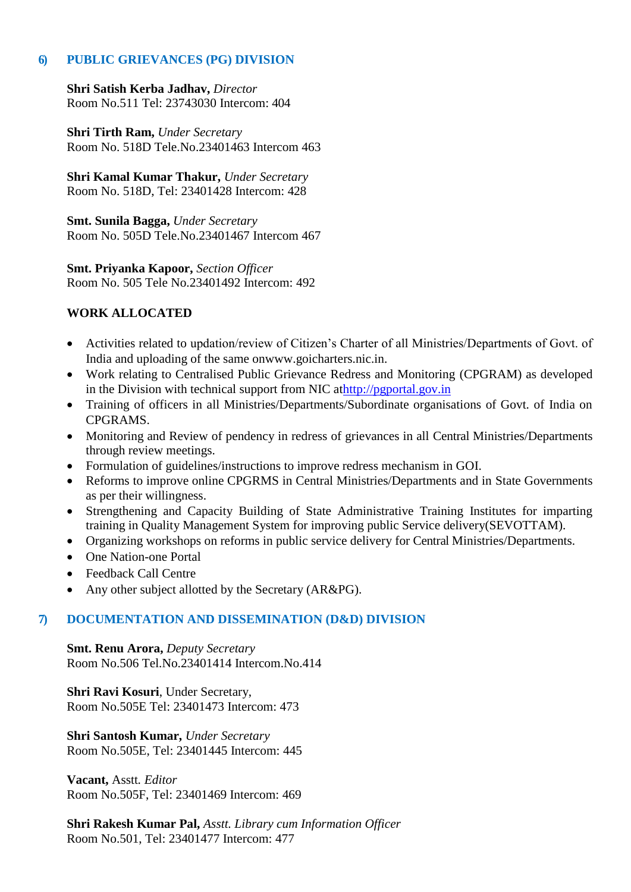## 6) PUBLIC GRIEVANCES (PG) DIVISION

**Shri Satish Kerba Jadhav,** *Director*
Room No.511 Tel: 23743030 Intercom: 404

**Shri Tirth Ram,** *Under Secretary*
Room No. 518D Tele.No.23401463 Intercom 463

**Shri Kamal Kumar Thakur,** *Under Secretary*
Room No. 518D, Tel: 23401428 Intercom: 428

**Smt. Sunila Bagga,** *Under Secretary*
Room No. 505D Tele.No.23401467 Intercom 467

**Smt. Priyanka Kapoor,** *Section Officer*
Room No. 505 Tele No.23401492 Intercom: 492

**WORK ALLOCATED**

- Activities related to updation/review of Citizen's Charter of all Ministries/Departments of Govt. of India and uploading of the same onwww.goicharters.nic.in.
- Work relating to Centralised Public Grievance Redress and Monitoring (CPGRAM) as developed in the Division with technical support from NIC athttp://pgportal.gov.in
- Training of officers in all Ministries/Departments/Subordinate organisations of Govt. of India on CPGRAMS.
- Monitoring and Review of pendency in redress of grievances in all Central Ministries/Departments through review meetings.
- Formulation of guidelines/instructions to improve redress mechanism in GOI.
- Reforms to improve online CPGRMS in Central Ministries/Departments and in State Governments as per their willingness.
- Strengthening and Capacity Building of State Administrative Training Institutes for imparting training in Quality Management System for improving public Service delivery(SEVOTTAM).
- Organizing workshops on reforms in public service delivery for Central Ministries/Departments.
- One Nation-one Portal
- Feedback Call Centre
- Any other subject allotted by the Secretary (AR&PG).

## 7) DOCUMENTATION AND DISSEMINATION (D&D) DIVISION

**Smt. Renu Arora,** *Deputy Secretary*
Room No.506 Tel.No.23401414 Intercom.No.414

**Shri Ravi Kosuri**, Under Secretary,
Room No.505E Tel: 23401473 Intercom: 473

**Shri Santosh Kumar,** *Under Secretary*
Room No.505E, Tel: 23401445 Intercom: 445

**Vacant,** Asstt. *Editor*
Room No.505F, Tel: 23401469 Intercom: 469

**Shri Rakesh Kumar Pal,** *Asstt. Library cum Information Officer*
Room No.501, Tel: 23401477 Intercom: 477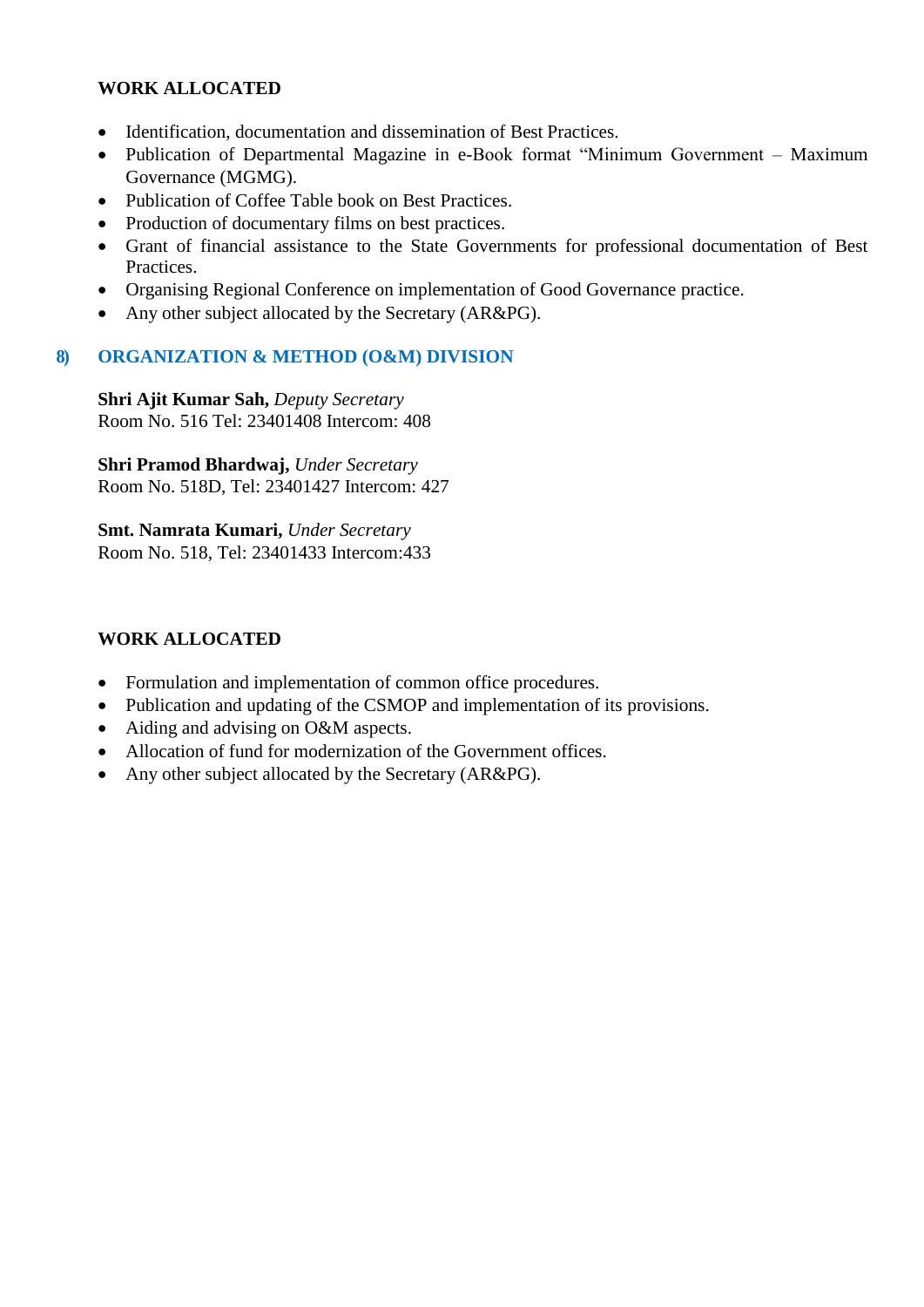**WORK ALLOCATED**

- Identification, documentation and dissemination of Best Practices.
- Publication of Departmental Magazine in e-Book format "Minimum Government – Maximum Governance (MGMG).
- Publication of Coffee Table book on Best Practices.
- Production of documentary films on best practices.
- Grant of financial assistance to the State Governments for professional documentation of Best Practices.
- Organising Regional Conference on implementation of Good Governance practice.
- Any other subject allocated by the Secretary (AR&PG).

## 8) ORGANIZATION & METHOD (O&M) DIVISION

**Shri Ajit Kumar Sah,** *Deputy Secretary*
Room No. 516 Tel: 23401408 Intercom: 408

**Shri Pramod Bhardwaj,** *Under Secretary*
Room No. 518D, Tel: 23401427 Intercom: 427

**Smt. Namrata Kumari,** *Under Secretary*
Room No. 518, Tel: 23401433 Intercom:433

**WORK ALLOCATED**

- Formulation and implementation of common office procedures.
- Publication and updating of the CSMOP and implementation of its provisions.
- Aiding and advising on O&M aspects.
- Allocation of fund for modernization of the Government offices.
- Any other subject allocated by the Secretary (AR&PG).